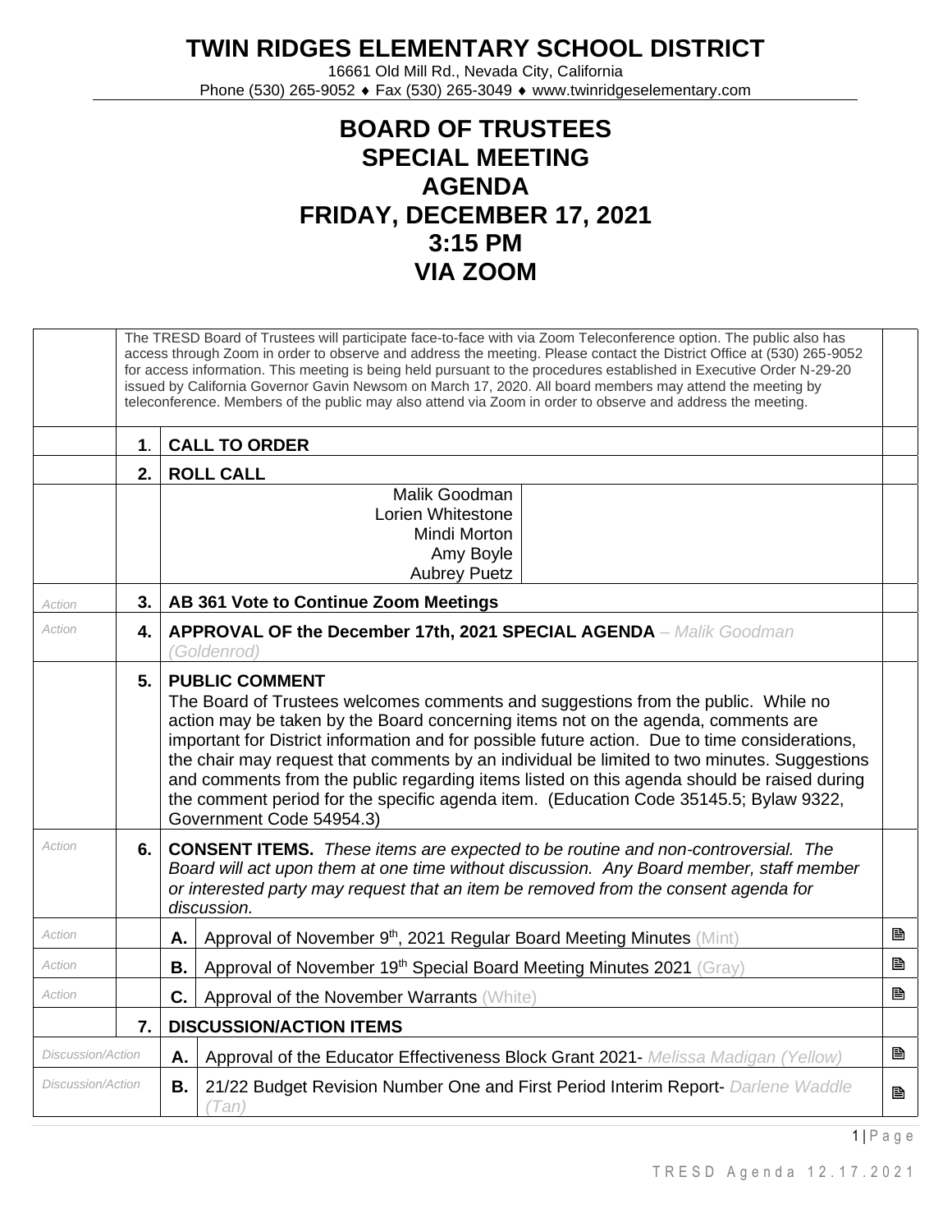# TWIN RIDGES ELEMENTARY SCHOOL DISTRICT

16661 Old Mill Rd., Nevada City, California
Phone (530) 265-9052 ♦ Fax (530) 265-3049 ♦ www.twinridgeselementary.com

## BOARD OF TRUSTEES
## SPECIAL MEETING
## AGENDA
## FRIDAY, DECEMBER 17, 2021
## 3:15 PM
## VIA ZOOM

The TRESD Board of Trustees will participate face-to-face with via Zoom Teleconference option. The public also has access through Zoom in order to observe and address the meeting. Please contact the District Office at (530) 265-9052 for access information. This meeting is being held pursuant to the procedures established in Executive Order N-29-20 issued by California Governor Gavin Newsom on March 17, 2020. All board members may attend the meeting by teleconference. Members of the public may also attend via Zoom in order to observe and address the meeting.

| | | | | |
|---|---|---|---|---|
| | **1.** | **CALL TO ORDER** | | |
| | **2.** | **ROLL CALL** | | |
| | | Malik Goodman<br>Lorien Whitestone<br>Mindi Morton<br>Amy Boyle<br>Aubrey Puetz | | |
| *Action* | **3.** | **AB 361 Vote to Continue Zoom Meetings** | | |
| *Action* | **4.** | **APPROVAL OF the December 17th, 2021 SPECIAL AGENDA** – *Malik Goodman (Goldenrod)* | | |
| | **5.** | **PUBLIC COMMENT**<br>The Board of Trustees welcomes comments and suggestions from the public. While no action may be taken by the Board concerning items not on the agenda, comments are important for District information and for possible future action. Due to time considerations, the chair may request that comments by an individual be limited to two minutes. Suggestions and comments from the public regarding items listed on this agenda should be raised during the comment period for the specific agenda item. (Education Code 35145.5; Bylaw 9322, Government Code 54954.3) | | |
| *Action* | **6.** | **CONSENT ITEMS.** *These items are expected to be routine and non-controversial. The Board will act upon them at one time without discussion. Any Board member, staff member or interested party may request that an item be removed from the consent agenda for discussion.* | | |
| *Action* | | **A.** | Approval of November 9th, 2021 Regular Board Meeting Minutes (Mint) | 🖹 |
| *Action* | | **B.** | Approval of November 19th Special Board Meeting Minutes 2021 (Gray) | 🖹 |
| *Action* | | **C.** | Approval of the November Warrants (White) | 🖹 |
| | **7.** | **DISCUSSION/ACTION ITEMS** | | |
| *Discussion/Action* | | **A.** | Approval of the Educator Effectiveness Block Grant 2021- *Melissa Madigan (Yellow)* | 🖹 |
| *Discussion/Action* | | **B.** | 21/22 Budget Revision Number One and First Period Interim Report- *Darlene Waddle (Tan)* | 🖹 |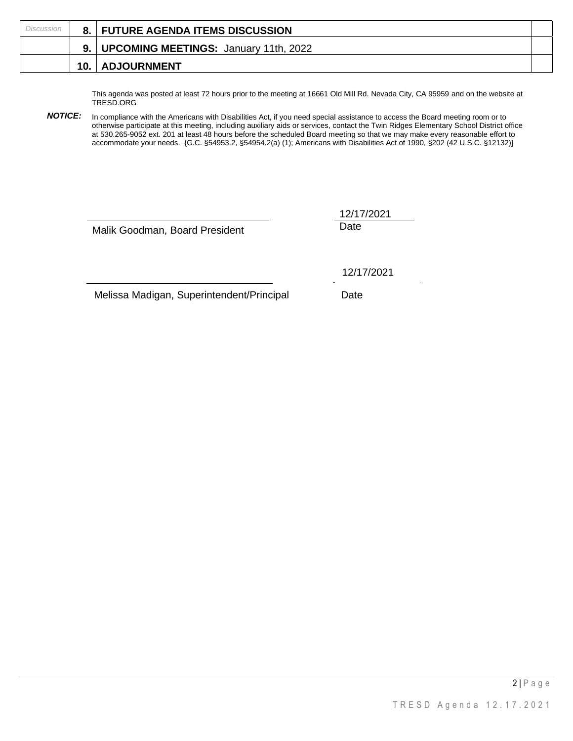| | | | |
|---|---|---|---|
| *Discussion* | **8.** | **FUTURE AGENDA ITEMS DISCUSSION** | |
| | **9.** | **UPCOMING MEETINGS:** January 11th, 2022 | |
| | **10.** | **ADJOURNMENT** | |

This agenda was posted at least 72 hours prior to the meeting at 16661 Old Mill Rd. Nevada City, CA 95959 and on the website at TRESD.ORG

***NOTICE:*** In compliance with the Americans with Disabilities Act, if you need special assistance to access the Board meeting room or to otherwise participate at this meeting, including auxiliary aids or services, contact the Twin Ridges Elementary School District office at 530.265-9052 ext. 201 at least 48 hours before the scheduled Board meeting so that we may make every reasonable effort to accommodate your needs. {G.C. §54953.2, §54954.2(a) (1); Americans with Disabilities Act of 1990, §202 (42 U.S.C. §12132)]

Malik Goodman, Board President — 12/17/2021 Date

Melissa Madigan, Superintendent/Principal — 12/17/2021 Date